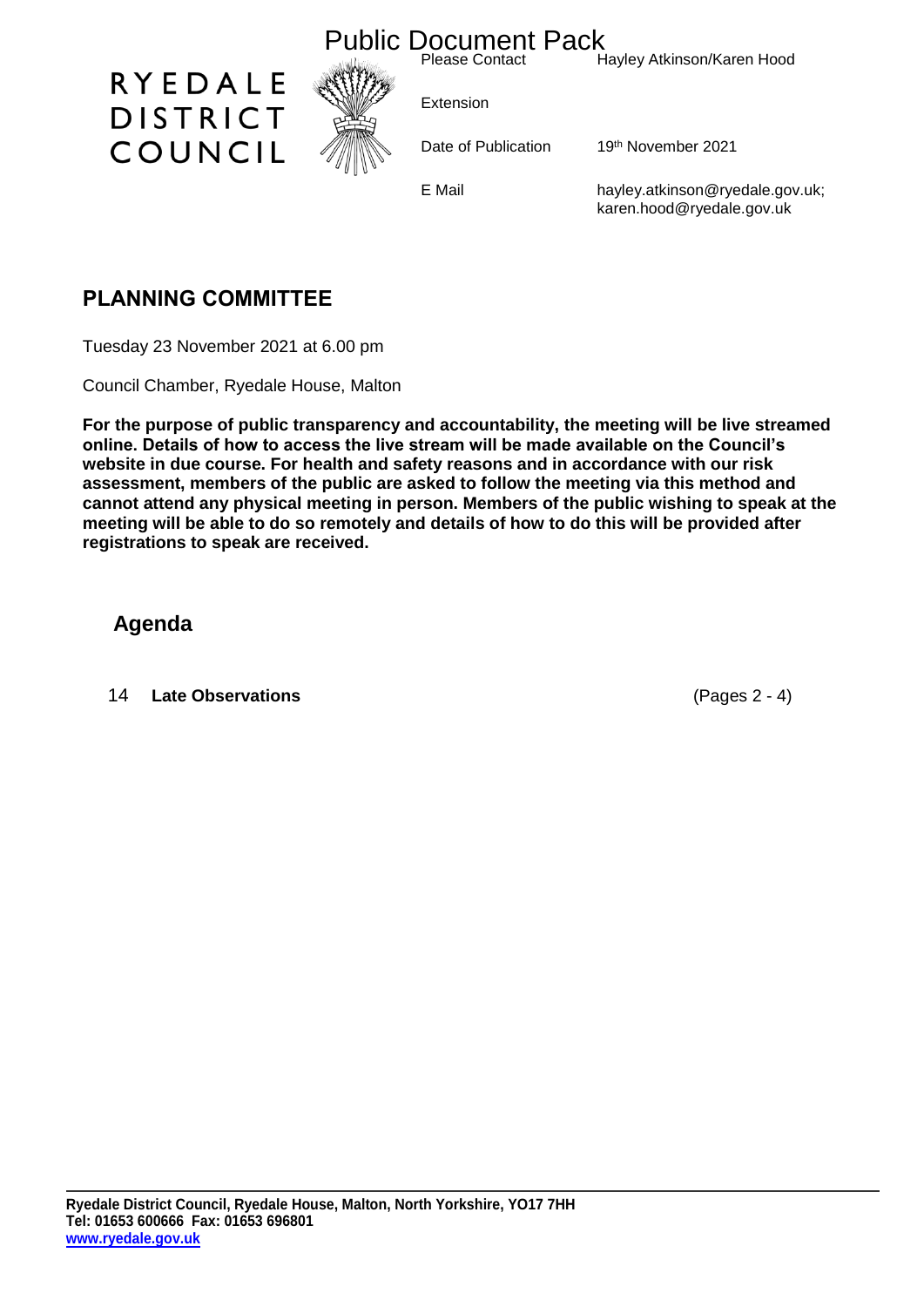# Public Document Pack

**RYEDALE DISTRICT COUNCIL**

| | |
|---|---|
| Please Contact | Hayley Atkinson/Karen Hood |
| Extension | |
| Date of Publication | 19th November 2021 |
| E Mail | hayley.atkinson@ryedale.gov.uk; karen.hood@ryedale.gov.uk |

## PLANNING COMMITTEE

Tuesday 23 November 2021 at 6.00 pm

Council Chamber, Ryedale House, Malton

**For the purpose of public transparency and accountability, the meeting will be live streamed online. Details of how to access the live stream will be made available on the Council's website in due course. For health and safety reasons and in accordance with our risk assessment, members of the public are asked to follow the meeting via this method and cannot attend any physical meeting in person. Members of the public wishing to speak at the meeting will be able to do so remotely and details of how to do this will be provided after registrations to speak are received.**

## Agenda

14 **Late Observations** (Pages 2 - 4)

**Ryedale District Council, Ryedale House, Malton, North Yorkshire, YO17 7HH**
**Tel: 01653 600666 Fax: 01653 696801**
**www.ryedale.gov.uk**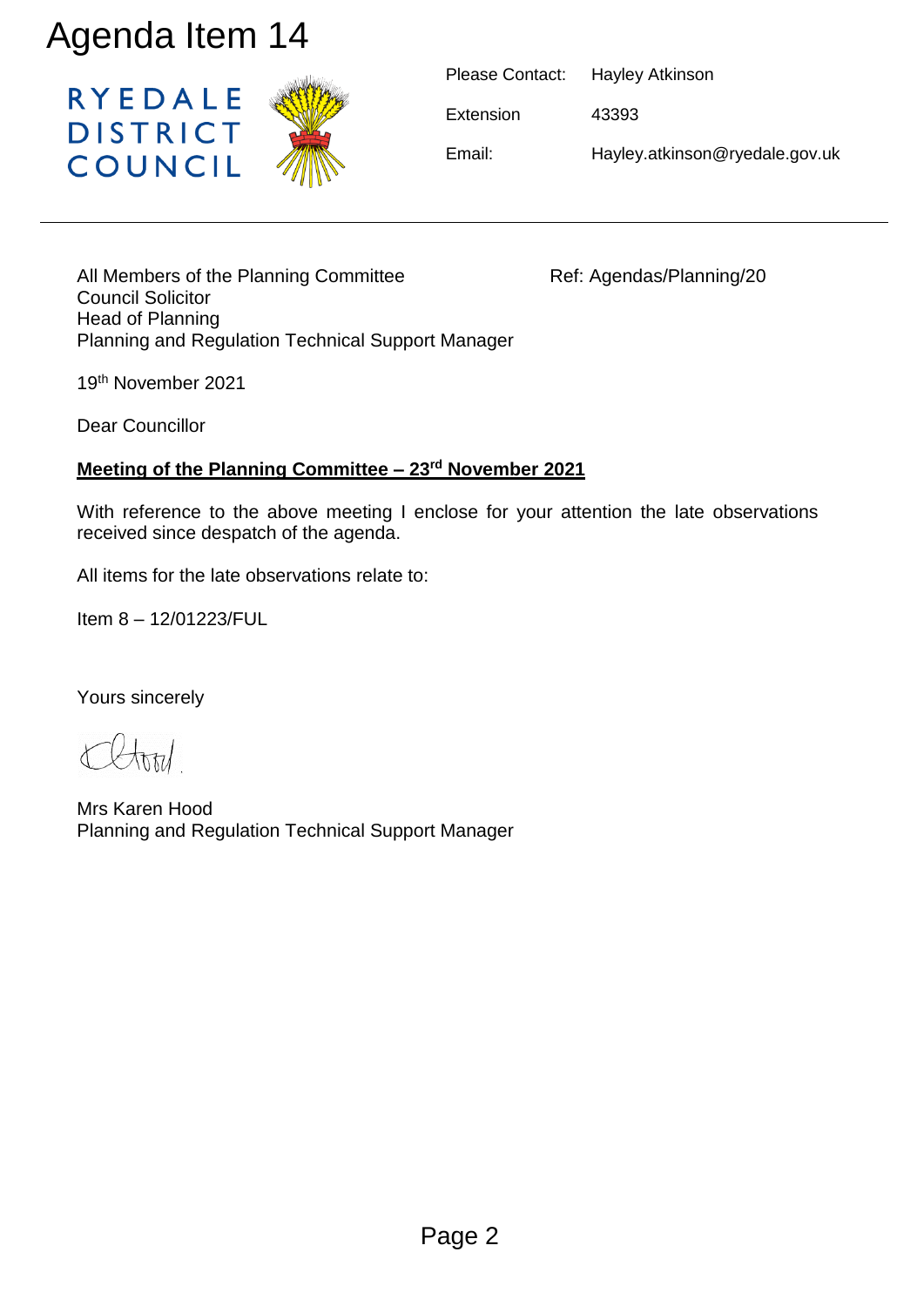# Agenda Item 14

RYEDALE DISTRICT COUNCIL

| | |
|---|---|
| Please Contact: | Hayley Atkinson |
| Extension | 43393 |
| Email: | Hayley.atkinson@ryedale.gov.uk |

---

All Members of the Planning Committee
Council Solicitor
Head of Planning
Planning and Regulation Technical Support Manager

Ref: Agendas/Planning/20

19th November 2021

Dear Councillor

**Meeting of the Planning Committee – 23rd November 2021**

With reference to the above meeting I enclose for your attention the late observations received since despatch of the agenda.

All items for the late observations relate to:

Item 8 – 12/01223/FUL

Yours sincerely

Mrs Karen Hood
Planning and Regulation Technical Support Manager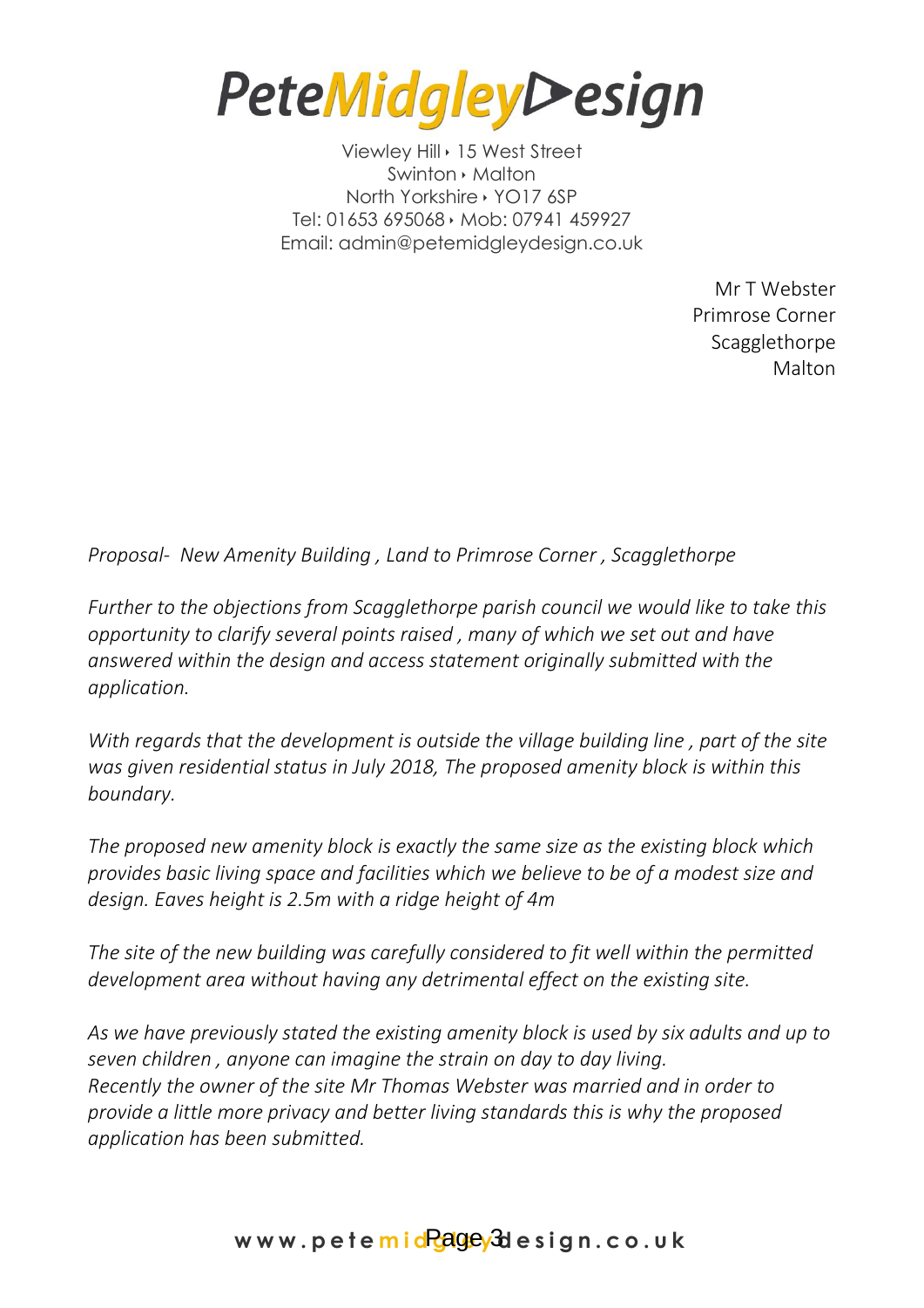# PeteMidgleyDesign

Viewley Hill ‣ 15 West Street
Swinton ‣ Malton
North Yorkshire ‣ YO17 6SP
Tel: 01653 695068 ‣ Mob: 07941 459927
Email: admin@petemidgleydesign.co.uk

Mr T Webster
Primrose Corner
Scagglethorpe
Malton

*Proposal- New Amenity Building , Land to Primrose Corner , Scagglethorpe*

*Further to the objections from Scagglethorpe parish council we would like to take this opportunity to clarify several points raised , many of which we set out and have answered within the design and access statement originally submitted with the application.*

*With regards that the development is outside the village building line , part of the site was given residential status in July 2018, The proposed amenity block is within this boundary.*

*The proposed new amenity block is exactly the same size as the existing block which provides basic living space and facilities which we believe to be of a modest size and design. Eaves height is 2.5m with a ridge height of 4m*

*The site of the new building was carefully considered to fit well within the permitted development area without having any detrimental effect on the existing site.*

*As we have previously stated the existing amenity block is used by six adults and up to seven children , anyone can imagine the strain on day to day living.*
*Recently the owner of the site Mr Thomas Webster was married and in order to provide a little more privacy and better living standards this is why the proposed application has been submitted.*

www.petemidgleydesign.co.uk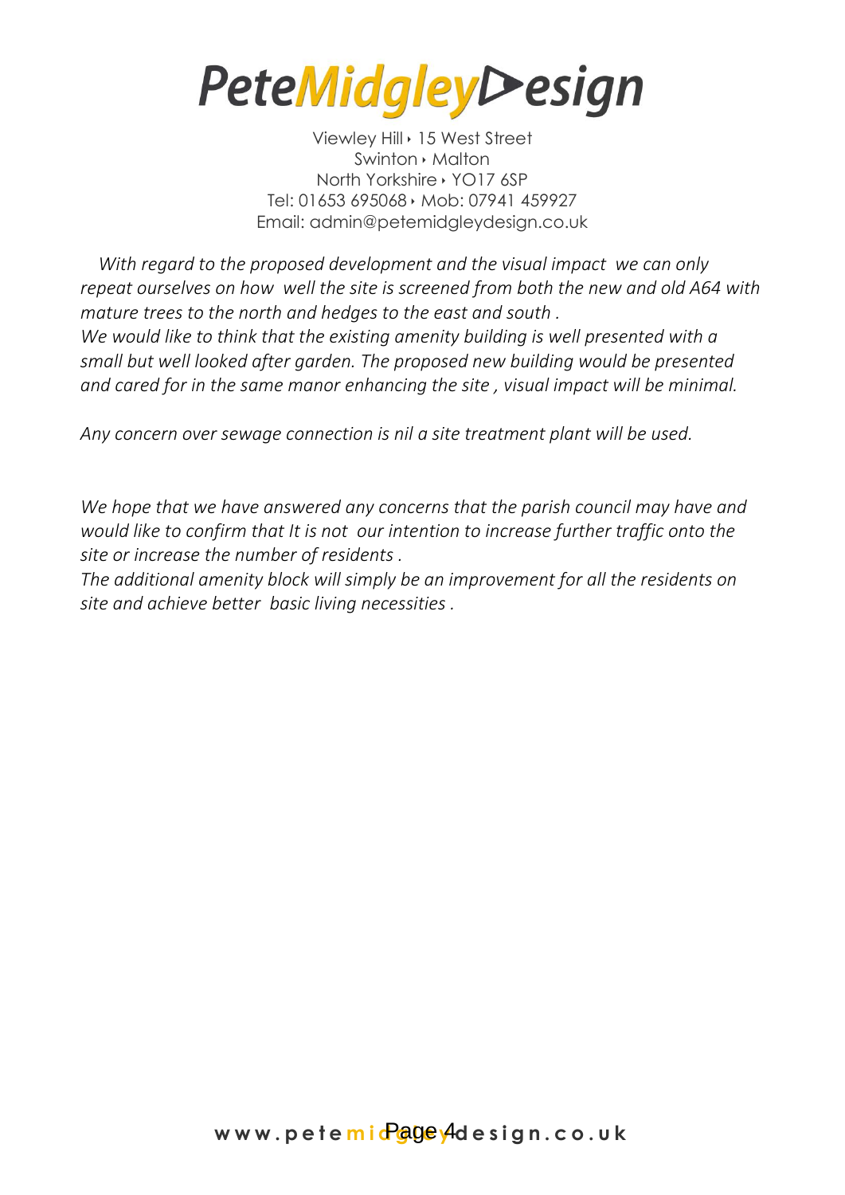# PeteMidgleyDesign

Viewley Hill ‣ 15 West Street
Swinton ‣ Malton
North Yorkshire ‣ YO17 6SP
Tel: 01653 695068 ‣ Mob: 07941 459927
Email: admin@petemidgleydesign.co.uk

*With regard to the proposed development and the visual impact we can only repeat ourselves on how well the site is screened from both the new and old A64 with mature trees to the north and hedges to the east and south .*
*We would like to think that the existing amenity building is well presented with a small but well looked after garden. The proposed new building would be presented and cared for in the same manor enhancing the site , visual impact will be minimal.*

*Any concern over sewage connection is nil a site treatment plant will be used.*

*We hope that we have answered any concerns that the parish council may have and would like to confirm that It is not our intention to increase further traffic onto the site or increase the number of residents .*
*The additional amenity block will simply be an improvement for all the residents on site and achieve better basic living necessities .*